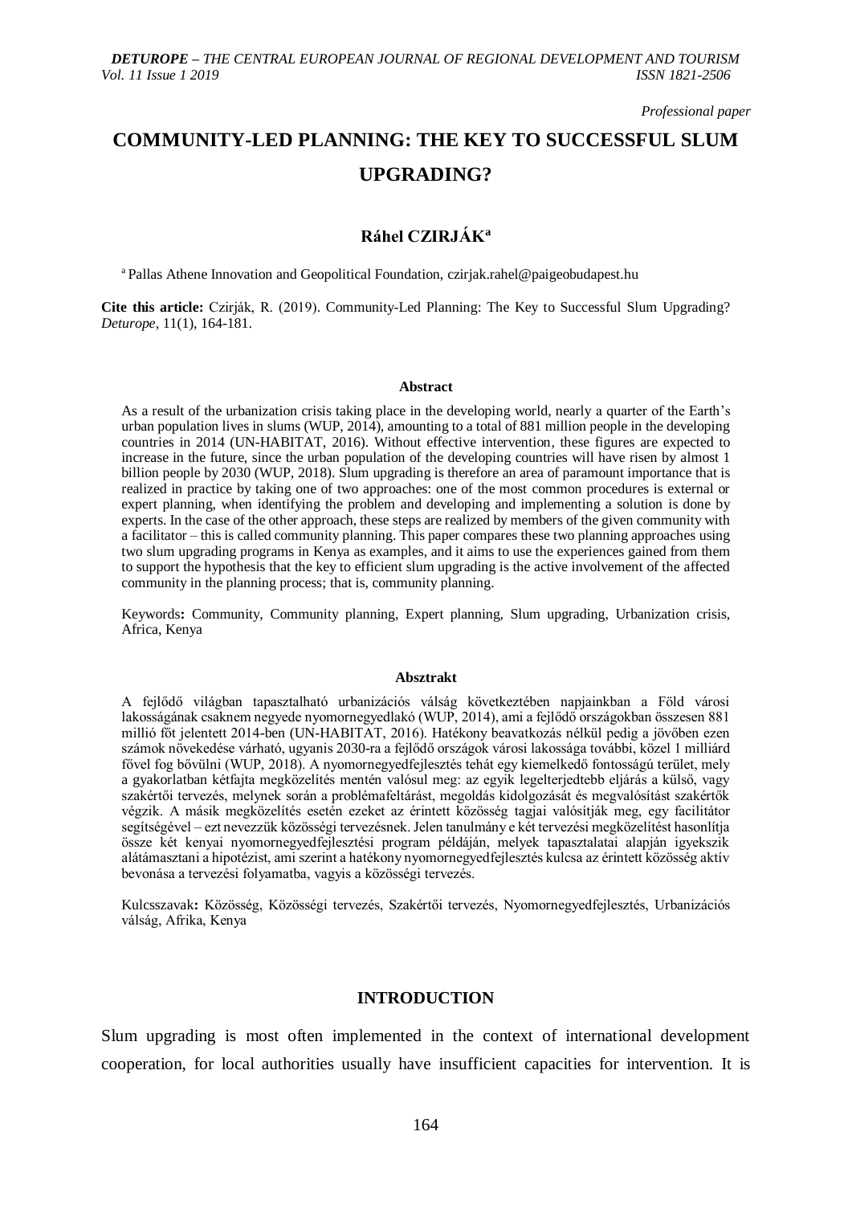*Professional paper*

# COMMUNITY-LED PLANNING: THE KEY TO SUCCESSFUL SLUM UPGRADING?

**Ráhel CZIRJÁK**[a]

[a] Pallas Athene Innovation and Geopolitical Foundation, czirjak.rahel@paigeobudapest.hu

**Cite this article:** Czirják, R. (2019). Community-Led Planning: The Key to Successful Slum Upgrading? *Deturope*, 11(1), 164-181.

### Abstract

As a result of the urbanization crisis taking place in the developing world, nearly a quarter of the Earth's urban population lives in slums (WUP, 2014), amounting to a total of 881 million people in the developing countries in 2014 (UN-HABITAT, 2016). Without effective intervention, these figures are expected to increase in the future, since the urban population of the developing countries will have risen by almost 1 billion people by 2030 (WUP, 2018). Slum upgrading is therefore an area of paramount importance that is realized in practice by taking one of two approaches: one of the most common procedures is external or expert planning, when identifying the problem and developing and implementing a solution is done by experts. In the case of the other approach, these steps are realized by members of the given community with a facilitator – this is called community planning. This paper compares these two planning approaches using two slum upgrading programs in Kenya as examples, and it aims to use the experiences gained from them to support the hypothesis that the key to efficient slum upgrading is the active involvement of the affected community in the planning process; that is, community planning.

Keywords**:** Community, Community planning, Expert planning, Slum upgrading, Urbanization crisis, Africa, Kenya

### Absztrakt

A fejlődő világban tapasztalható urbanizációs válság következtében napjainkban a Föld városi lakosságának csaknem negyede nyomornegyedlakó (WUP, 2014), ami a fejlődő országokban összesen 881 millió főt jelentett 2014-ben (UN-HABITAT, 2016). Hatékony beavatkozás nélkül pedig a jövőben ezen számok növekedése várható, ugyanis 2030-ra a fejlődő országok városi lakossága további, közel 1 milliárd fővel fog bővülni (WUP, 2018). A nyomornegyedfejlesztés tehát egy kiemelkedő fontosságú terület, mely a gyakorlatban kétfajta megközelítés mentén valósul meg: az egyik legelterjedtebb eljárás a külső, vagy szakértői tervezés, melynek során a problémafeltárást, megoldás kidolgozását és megvalósítást szakértők végzik. A másik megközelítés esetén ezeket az érintett közösség tagjai valósítják meg, egy facilitátor segítségével – ezt nevezzük közösségi tervezésnek. Jelen tanulmány e két tervezési megközelítést hasonlítja össze két kenyai nyomornegyedfejlesztési program példáján, melyek tapasztalatai alapján igyekszik alátámasztani a hipotézist, ami szerint a hatékony nyomornegyedfejlesztés kulcsa az érintett közösség aktív bevonása a tervezési folyamatba, vagyis a közösségi tervezés.

Kulcsszavak**:** Közösség, Közösségi tervezés, Szakértői tervezés, Nyomornegyedfejlesztés, Urbanizációs válság, Afrika, Kenya

## INTRODUCTION

Slum upgrading is most often implemented in the context of international development cooperation, for local authorities usually have insufficient capacities for intervention. It is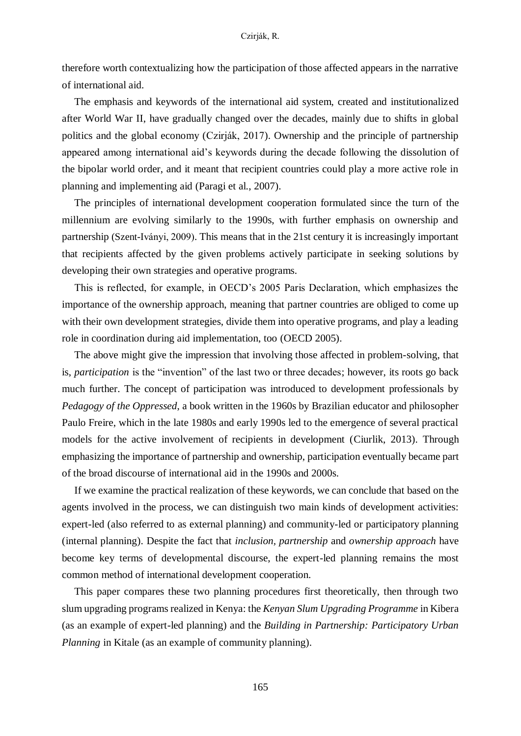therefore worth contextualizing how the participation of those affected appears in the narrative of international aid.

The emphasis and keywords of the international aid system, created and institutionalized after World War II, have gradually changed over the decades, mainly due to shifts in global politics and the global economy (Czirják, 2017). Ownership and the principle of partnership appeared among international aid's keywords during the decade following the dissolution of the bipolar world order, and it meant that recipient countries could play a more active role in planning and implementing aid (Paragi et al., 2007).

The principles of international development cooperation formulated since the turn of the millennium are evolving similarly to the 1990s, with further emphasis on ownership and partnership (Szent-Iványi, 2009). This means that in the 21st century it is increasingly important that recipients affected by the given problems actively participate in seeking solutions by developing their own strategies and operative programs.

This is reflected, for example, in OECD's 2005 Paris Declaration, which emphasizes the importance of the ownership approach, meaning that partner countries are obliged to come up with their own development strategies, divide them into operative programs, and play a leading role in coordination during aid implementation, too (OECD 2005).

The above might give the impression that involving those affected in problem-solving, that is, *participation* is the "invention" of the last two or three decades; however, its roots go back much further. The concept of participation was introduced to development professionals by *Pedagogy of the Oppressed*, a book written in the 1960s by Brazilian educator and philosopher Paulo Freire, which in the late 1980s and early 1990s led to the emergence of several practical models for the active involvement of recipients in development (Ciurlik, 2013). Through emphasizing the importance of partnership and ownership, participation eventually became part of the broad discourse of international aid in the 1990s and 2000s.

If we examine the practical realization of these keywords, we can conclude that based on the agents involved in the process, we can distinguish two main kinds of development activities: expert-led (also referred to as external planning) and community-led or participatory planning (internal planning). Despite the fact that *inclusion*, *partnership* and *ownership approach* have become key terms of developmental discourse, the expert-led planning remains the most common method of international development cooperation.

This paper compares these two planning procedures first theoretically, then through two slum upgrading programs realized in Kenya: the *Kenyan Slum Upgrading Programme* in Kibera (as an example of expert-led planning) and the *Building in Partnership: Participatory Urban Planning* in Kitale (as an example of community planning).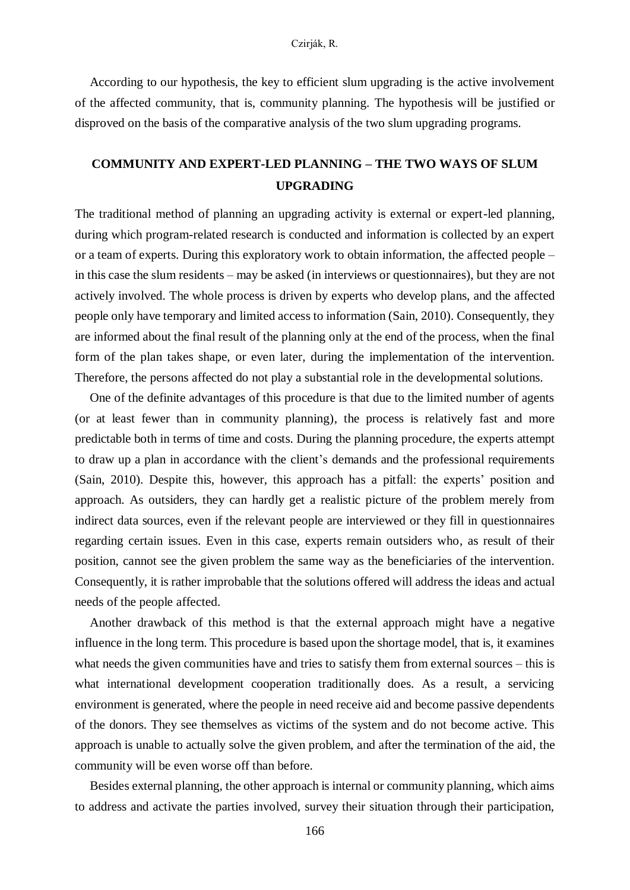According to our hypothesis, the key to efficient slum upgrading is the active involvement of the affected community, that is, community planning. The hypothesis will be justified or disproved on the basis of the comparative analysis of the two slum upgrading programs.

## COMMUNITY AND EXPERT-LED PLANNING – THE TWO WAYS OF SLUM UPGRADING

The traditional method of planning an upgrading activity is external or expert-led planning, during which program-related research is conducted and information is collected by an expert or a team of experts. During this exploratory work to obtain information, the affected people – in this case the slum residents – may be asked (in interviews or questionnaires), but they are not actively involved. The whole process is driven by experts who develop plans, and the affected people only have temporary and limited access to information (Sain, 2010). Consequently, they are informed about the final result of the planning only at the end of the process, when the final form of the plan takes shape, or even later, during the implementation of the intervention. Therefore, the persons affected do not play a substantial role in the developmental solutions.

One of the definite advantages of this procedure is that due to the limited number of agents (or at least fewer than in community planning), the process is relatively fast and more predictable both in terms of time and costs. During the planning procedure, the experts attempt to draw up a plan in accordance with the client's demands and the professional requirements (Sain, 2010). Despite this, however, this approach has a pitfall: the experts' position and approach. As outsiders, they can hardly get a realistic picture of the problem merely from indirect data sources, even if the relevant people are interviewed or they fill in questionnaires regarding certain issues. Even in this case, experts remain outsiders who, as result of their position, cannot see the given problem the same way as the beneficiaries of the intervention. Consequently, it is rather improbable that the solutions offered will address the ideas and actual needs of the people affected.

Another drawback of this method is that the external approach might have a negative influence in the long term. This procedure is based upon the shortage model, that is, it examines what needs the given communities have and tries to satisfy them from external sources – this is what international development cooperation traditionally does. As a result, a servicing environment is generated, where the people in need receive aid and become passive dependents of the donors. They see themselves as victims of the system and do not become active. This approach is unable to actually solve the given problem, and after the termination of the aid, the community will be even worse off than before.

Besides external planning, the other approach is internal or community planning, which aims to address and activate the parties involved, survey their situation through their participation,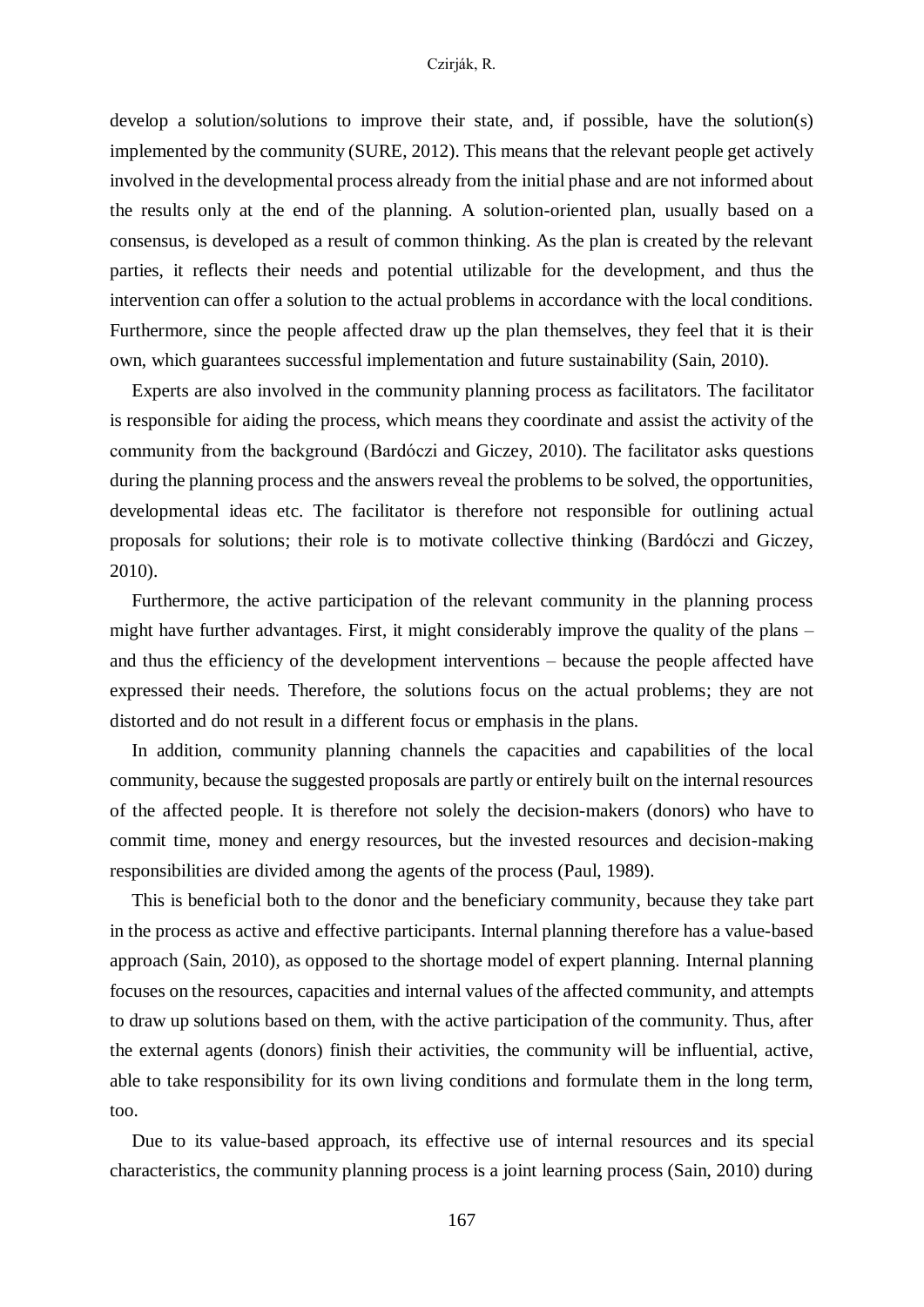develop a solution/solutions to improve their state, and, if possible, have the solution(s) implemented by the community (SURE, 2012). This means that the relevant people get actively involved in the developmental process already from the initial phase and are not informed about the results only at the end of the planning. A solution-oriented plan, usually based on a consensus, is developed as a result of common thinking. As the plan is created by the relevant parties, it reflects their needs and potential utilizable for the development, and thus the intervention can offer a solution to the actual problems in accordance with the local conditions. Furthermore, since the people affected draw up the plan themselves, they feel that it is their own, which guarantees successful implementation and future sustainability (Sain, 2010).

Experts are also involved in the community planning process as facilitators. The facilitator is responsible for aiding the process, which means they coordinate and assist the activity of the community from the background (Bardóczi and Giczey, 2010). The facilitator asks questions during the planning process and the answers reveal the problems to be solved, the opportunities, developmental ideas etc. The facilitator is therefore not responsible for outlining actual proposals for solutions; their role is to motivate collective thinking (Bardóczi and Giczey, 2010).

Furthermore, the active participation of the relevant community in the planning process might have further advantages. First, it might considerably improve the quality of the plans – and thus the efficiency of the development interventions – because the people affected have expressed their needs. Therefore, the solutions focus on the actual problems; they are not distorted and do not result in a different focus or emphasis in the plans.

In addition, community planning channels the capacities and capabilities of the local community, because the suggested proposals are partly or entirely built on the internal resources of the affected people. It is therefore not solely the decision-makers (donors) who have to commit time, money and energy resources, but the invested resources and decision-making responsibilities are divided among the agents of the process (Paul, 1989).

This is beneficial both to the donor and the beneficiary community, because they take part in the process as active and effective participants. Internal planning therefore has a value-based approach (Sain, 2010), as opposed to the shortage model of expert planning. Internal planning focuses on the resources, capacities and internal values of the affected community, and attempts to draw up solutions based on them, with the active participation of the community. Thus, after the external agents (donors) finish their activities, the community will be influential, active, able to take responsibility for its own living conditions and formulate them in the long term, too.

Due to its value-based approach, its effective use of internal resources and its special characteristics, the community planning process is a joint learning process (Sain, 2010) during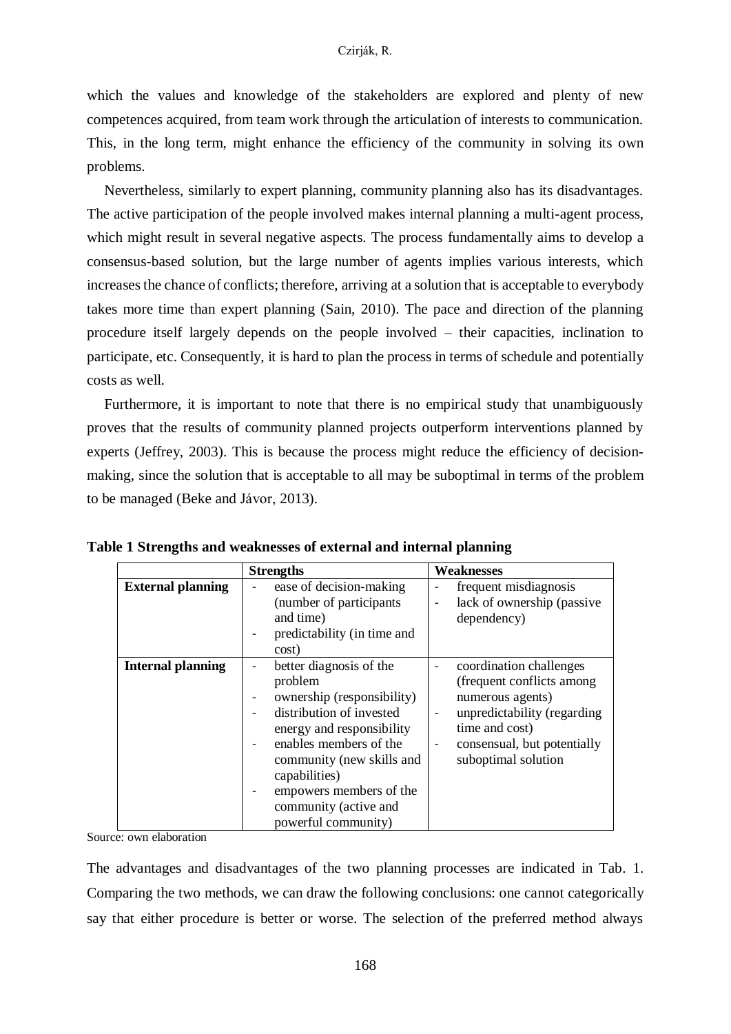which the values and knowledge of the stakeholders are explored and plenty of new competences acquired, from team work through the articulation of interests to communication. This, in the long term, might enhance the efficiency of the community in solving its own problems.

Nevertheless, similarly to expert planning, community planning also has its disadvantages. The active participation of the people involved makes internal planning a multi-agent process, which might result in several negative aspects. The process fundamentally aims to develop a consensus-based solution, but the large number of agents implies various interests, which increases the chance of conflicts; therefore, arriving at a solution that is acceptable to everybody takes more time than expert planning (Sain, 2010). The pace and direction of the planning procedure itself largely depends on the people involved – their capacities, inclination to participate, etc. Consequently, it is hard to plan the process in terms of schedule and potentially costs as well.

Furthermore, it is important to note that there is no empirical study that unambiguously proves that the results of community planned projects outperform interventions planned by experts (Jeffrey, 2003). This is because the process might reduce the efficiency of decision-making, since the solution that is acceptable to all may be suboptimal in terms of the problem to be managed (Beke and Jávor, 2013).

**Table 1 Strengths and weaknesses of external and internal planning**

| | Strengths | Weaknesses |
|---|---|---|
| **External planning** | - ease of decision-making (number of participants and time)<br>- predictability (in time and cost) | - frequent misdiagnosis<br>- lack of ownership (passive dependency) |
| **Internal planning** | - better diagnosis of the problem<br>- ownership (responsibility)<br>- distribution of invested energy and responsibility<br>- enables members of the community (new skills and capabilities)<br>- empowers members of the community (active and powerful community) | - coordination challenges (frequent conflicts among numerous agents)<br>- unpredictability (regarding time and cost)<br>- consensual, but potentially suboptimal solution |

Source: own elaboration

The advantages and disadvantages of the two planning processes are indicated in Tab. 1. Comparing the two methods, we can draw the following conclusions: one cannot categorically say that either procedure is better or worse. The selection of the preferred method always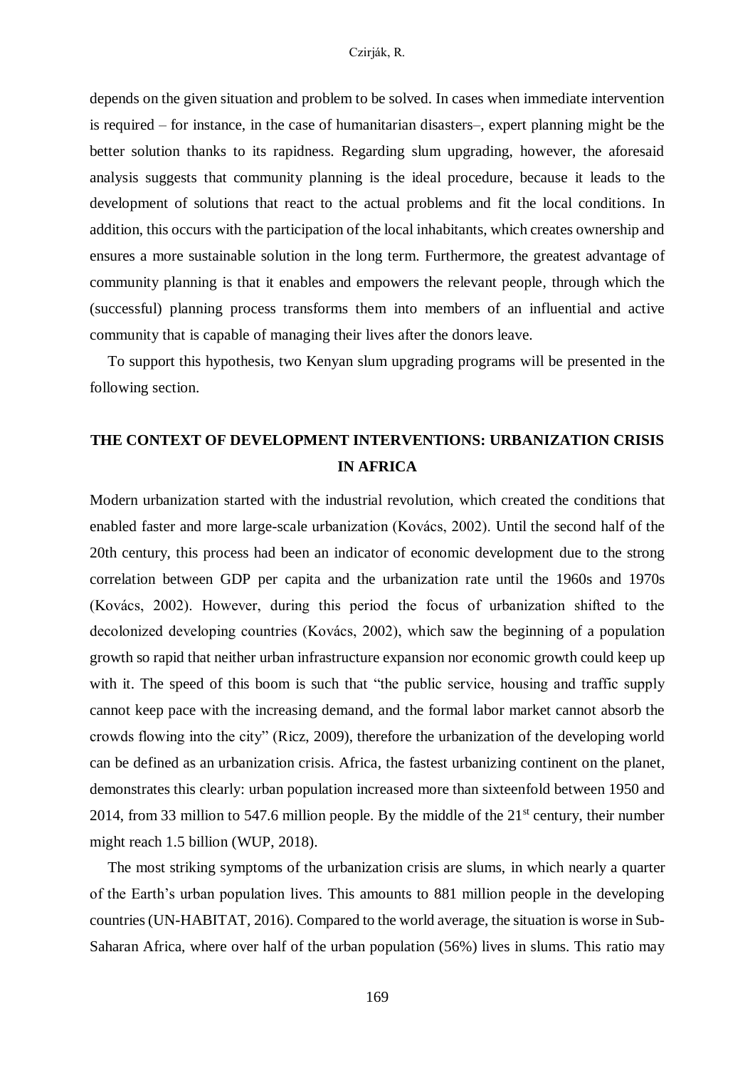depends on the given situation and problem to be solved. In cases when immediate intervention is required – for instance, in the case of humanitarian disasters–, expert planning might be the better solution thanks to its rapidness. Regarding slum upgrading, however, the aforesaid analysis suggests that community planning is the ideal procedure, because it leads to the development of solutions that react to the actual problems and fit the local conditions. In addition, this occurs with the participation of the local inhabitants, which creates ownership and ensures a more sustainable solution in the long term. Furthermore, the greatest advantage of community planning is that it enables and empowers the relevant people, through which the (successful) planning process transforms them into members of an influential and active community that is capable of managing their lives after the donors leave.

To support this hypothesis, two Kenyan slum upgrading programs will be presented in the following section.

## THE CONTEXT OF DEVELOPMENT INTERVENTIONS: URBANIZATION CRISIS IN AFRICA

Modern urbanization started with the industrial revolution, which created the conditions that enabled faster and more large-scale urbanization (Kovács, 2002). Until the second half of the 20th century, this process had been an indicator of economic development due to the strong correlation between GDP per capita and the urbanization rate until the 1960s and 1970s (Kovács, 2002). However, during this period the focus of urbanization shifted to the decolonized developing countries (Kovács, 2002), which saw the beginning of a population growth so rapid that neither urban infrastructure expansion nor economic growth could keep up with it. The speed of this boom is such that "the public service, housing and traffic supply cannot keep pace with the increasing demand, and the formal labor market cannot absorb the crowds flowing into the city" (Ricz, 2009), therefore the urbanization of the developing world can be defined as an urbanization crisis. Africa, the fastest urbanizing continent on the planet, demonstrates this clearly: urban population increased more than sixteenfold between 1950 and 2014, from 33 million to 547.6 million people. By the middle of the 21st century, their number might reach 1.5 billion (WUP, 2018).

The most striking symptoms of the urbanization crisis are slums, in which nearly a quarter of the Earth's urban population lives. This amounts to 881 million people in the developing countries (UN-HABITAT, 2016). Compared to the world average, the situation is worse in Sub-Saharan Africa, where over half of the urban population (56%) lives in slums. This ratio may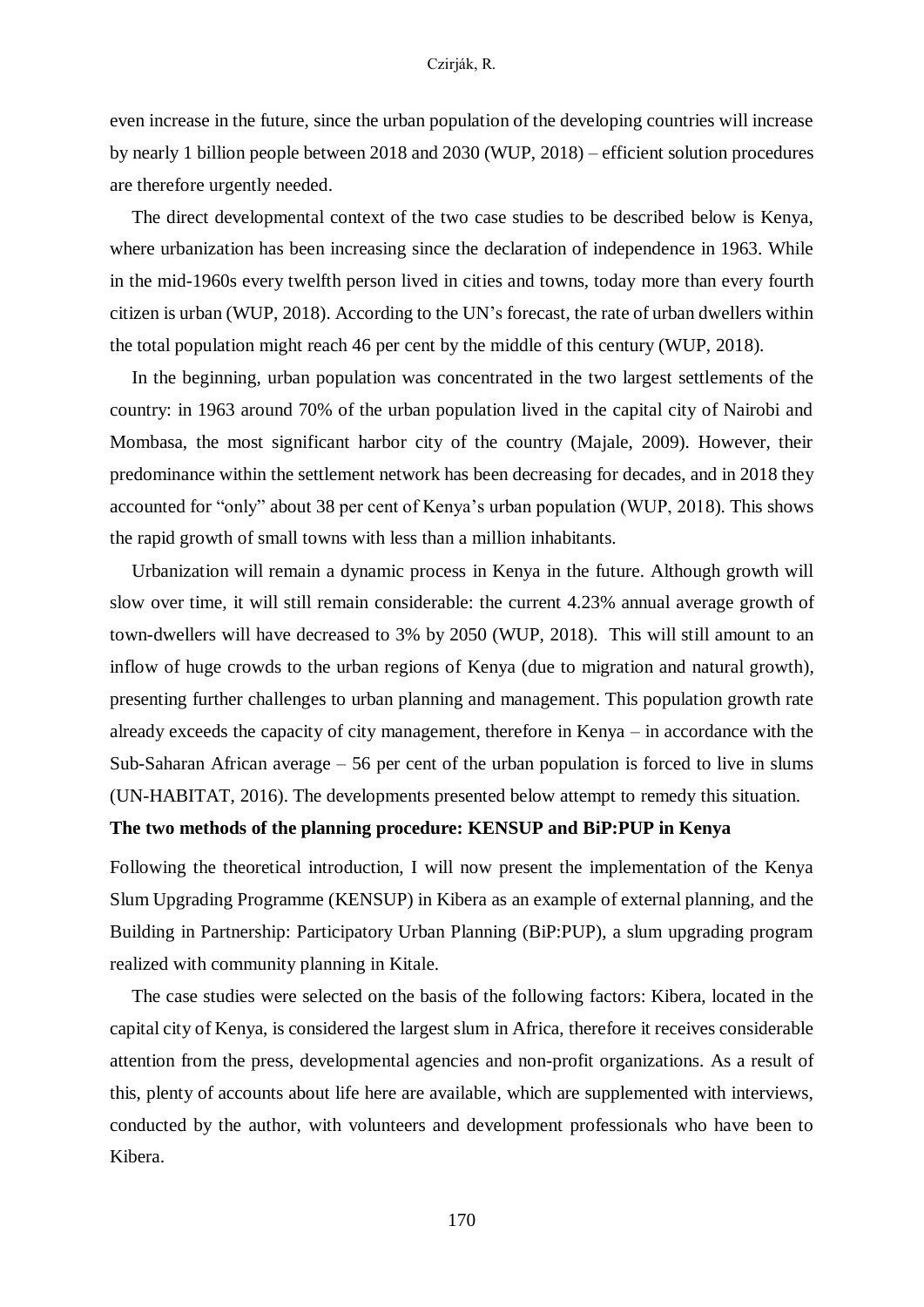even increase in the future, since the urban population of the developing countries will increase by nearly 1 billion people between 2018 and 2030 (WUP, 2018) – efficient solution procedures are therefore urgently needed.

The direct developmental context of the two case studies to be described below is Kenya, where urbanization has been increasing since the declaration of independence in 1963. While in the mid-1960s every twelfth person lived in cities and towns, today more than every fourth citizen is urban (WUP, 2018). According to the UN's forecast, the rate of urban dwellers within the total population might reach 46 per cent by the middle of this century (WUP, 2018).

In the beginning, urban population was concentrated in the two largest settlements of the country: in 1963 around 70% of the urban population lived in the capital city of Nairobi and Mombasa, the most significant harbor city of the country (Majale, 2009). However, their predominance within the settlement network has been decreasing for decades, and in 2018 they accounted for "only" about 38 per cent of Kenya's urban population (WUP, 2018). This shows the rapid growth of small towns with less than a million inhabitants.

Urbanization will remain a dynamic process in Kenya in the future. Although growth will slow over time, it will still remain considerable: the current 4.23% annual average growth of town-dwellers will have decreased to 3% by 2050 (WUP, 2018). This will still amount to an inflow of huge crowds to the urban regions of Kenya (due to migration and natural growth), presenting further challenges to urban planning and management. This population growth rate already exceeds the capacity of city management, therefore in Kenya – in accordance with the Sub-Saharan African average – 56 per cent of the urban population is forced to live in slums (UN-HABITAT, 2016). The developments presented below attempt to remedy this situation.

## The two methods of the planning procedure: KENSUP and BiP:PUP in Kenya

Following the theoretical introduction, I will now present the implementation of the Kenya Slum Upgrading Programme (KENSUP) in Kibera as an example of external planning, and the Building in Partnership: Participatory Urban Planning (BiP:PUP), a slum upgrading program realized with community planning in Kitale.

The case studies were selected on the basis of the following factors: Kibera, located in the capital city of Kenya, is considered the largest slum in Africa, therefore it receives considerable attention from the press, developmental agencies and non-profit organizations. As a result of this, plenty of accounts about life here are available, which are supplemented with interviews, conducted by the author, with volunteers and development professionals who have been to Kibera.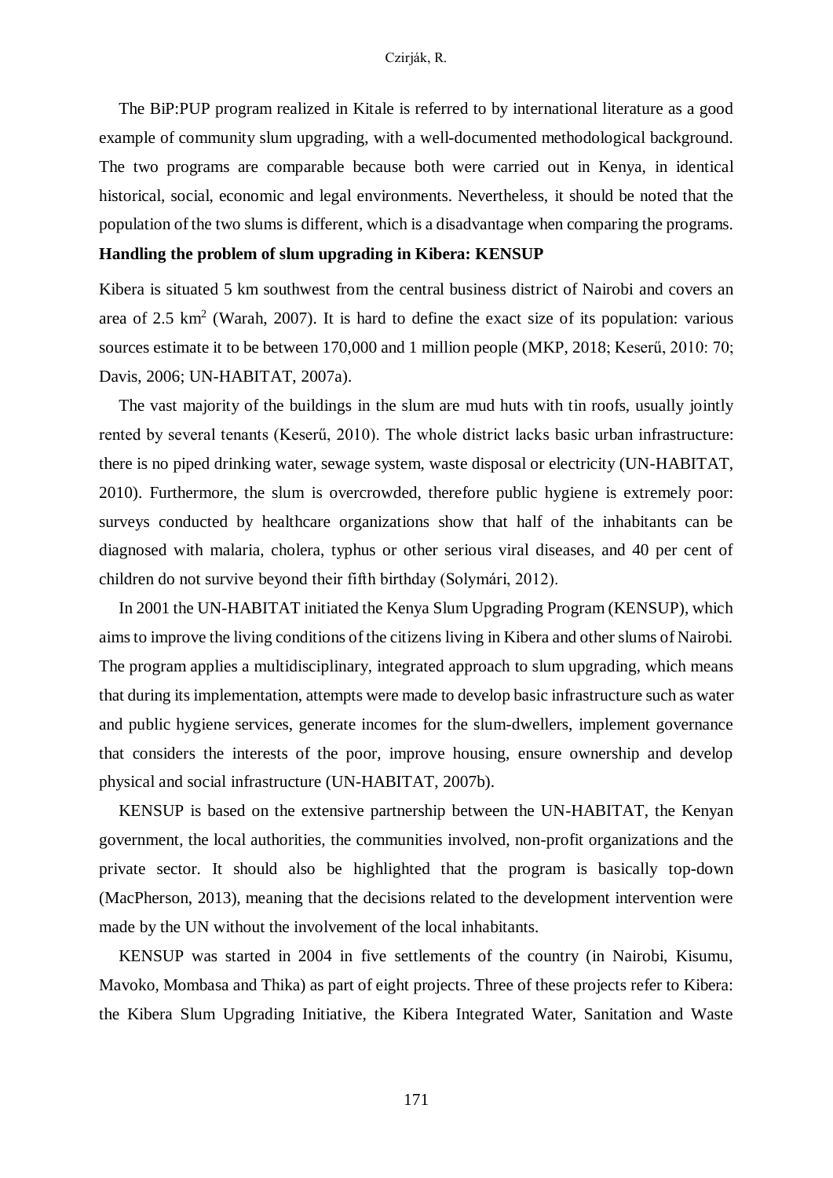The BiP:PUP program realized in Kitale is referred to by international literature as a good example of community slum upgrading, with a well-documented methodological background. The two programs are comparable because both were carried out in Kenya, in identical historical, social, economic and legal environments. Nevertheless, it should be noted that the population of the two slums is different, which is a disadvantage when comparing the programs.

**Handling the problem of slum upgrading in Kibera: KENSUP**

Kibera is situated 5 km southwest from the central business district of Nairobi and covers an area of 2.5 $km^2$ (Warah, 2007). It is hard to define the exact size of its population: various sources estimate it to be between 170,000 and 1 million people (MKP, 2018; Keserű, 2010: 70; Davis, 2006; UN-HABITAT, 2007a).

The vast majority of the buildings in the slum are mud huts with tin roofs, usually jointly rented by several tenants (Keserű, 2010). The whole district lacks basic urban infrastructure: there is no piped drinking water, sewage system, waste disposal or electricity (UN-HABITAT, 2010). Furthermore, the slum is overcrowded, therefore public hygiene is extremely poor: surveys conducted by healthcare organizations show that half of the inhabitants can be diagnosed with malaria, cholera, typhus or other serious viral diseases, and 40 per cent of children do not survive beyond their fifth birthday (Solymári, 2012).

In 2001 the UN-HABITAT initiated the Kenya Slum Upgrading Program (KENSUP), which aims to improve the living conditions of the citizens living in Kibera and other slums of Nairobi. The program applies a multidisciplinary, integrated approach to slum upgrading, which means that during its implementation, attempts were made to develop basic infrastructure such as water and public hygiene services, generate incomes for the slum-dwellers, implement governance that considers the interests of the poor, improve housing, ensure ownership and develop physical and social infrastructure (UN-HABITAT, 2007b).

KENSUP is based on the extensive partnership between the UN-HABITAT, the Kenyan government, the local authorities, the communities involved, non-profit organizations and the private sector. It should also be highlighted that the program is basically top-down (MacPherson, 2013), meaning that the decisions related to the development intervention were made by the UN without the involvement of the local inhabitants.

KENSUP was started in 2004 in five settlements of the country (in Nairobi, Kisumu, Mavoko, Mombasa and Thika) as part of eight projects. Three of these projects refer to Kibera: the Kibera Slum Upgrading Initiative, the Kibera Integrated Water, Sanitation and Waste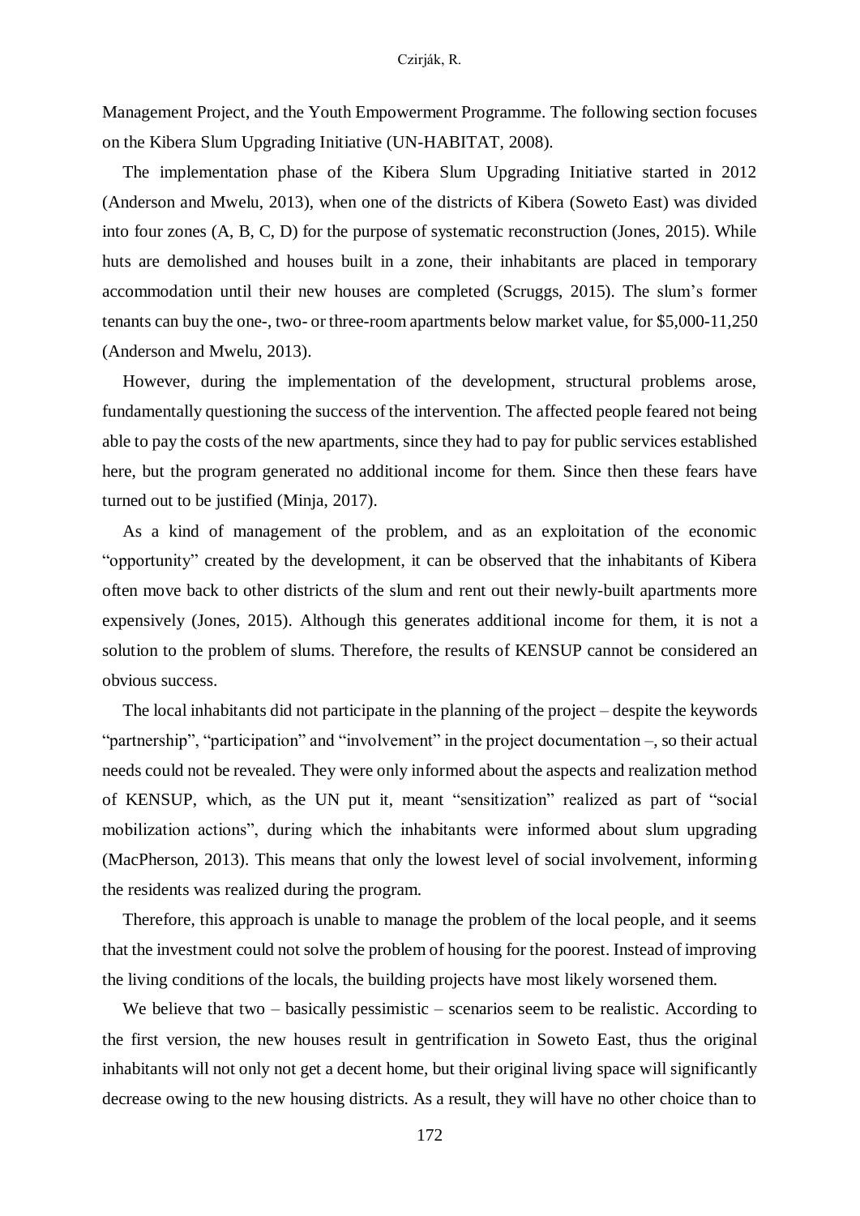Management Project, and the Youth Empowerment Programme. The following section focuses on the Kibera Slum Upgrading Initiative (UN-HABITAT, 2008).

The implementation phase of the Kibera Slum Upgrading Initiative started in 2012 (Anderson and Mwelu, 2013), when one of the districts of Kibera (Soweto East) was divided into four zones (A, B, C, D) for the purpose of systematic reconstruction (Jones, 2015). While huts are demolished and houses built in a zone, their inhabitants are placed in temporary accommodation until their new houses are completed (Scruggs, 2015). The slum's former tenants can buy the one-, two- or three-room apartments below market value, for $5,000-11,250 (Anderson and Mwelu, 2013).

However, during the implementation of the development, structural problems arose, fundamentally questioning the success of the intervention. The affected people feared not being able to pay the costs of the new apartments, since they had to pay for public services established here, but the program generated no additional income for them. Since then these fears have turned out to be justified (Minja, 2017).

As a kind of management of the problem, and as an exploitation of the economic "opportunity" created by the development, it can be observed that the inhabitants of Kibera often move back to other districts of the slum and rent out their newly-built apartments more expensively (Jones, 2015). Although this generates additional income for them, it is not a solution to the problem of slums. Therefore, the results of KENSUP cannot be considered an obvious success.

The local inhabitants did not participate in the planning of the project – despite the keywords "partnership", "participation" and "involvement" in the project documentation –, so their actual needs could not be revealed. They were only informed about the aspects and realization method of KENSUP, which, as the UN put it, meant "sensitization" realized as part of "social mobilization actions", during which the inhabitants were informed about slum upgrading (MacPherson, 2013). This means that only the lowest level of social involvement, informing the residents was realized during the program.

Therefore, this approach is unable to manage the problem of the local people, and it seems that the investment could not solve the problem of housing for the poorest. Instead of improving the living conditions of the locals, the building projects have most likely worsened them.

We believe that two – basically pessimistic – scenarios seem to be realistic. According to the first version, the new houses result in gentrification in Soweto East, thus the original inhabitants will not only not get a decent home, but their original living space will significantly decrease owing to the new housing districts. As a result, they will have no other choice than to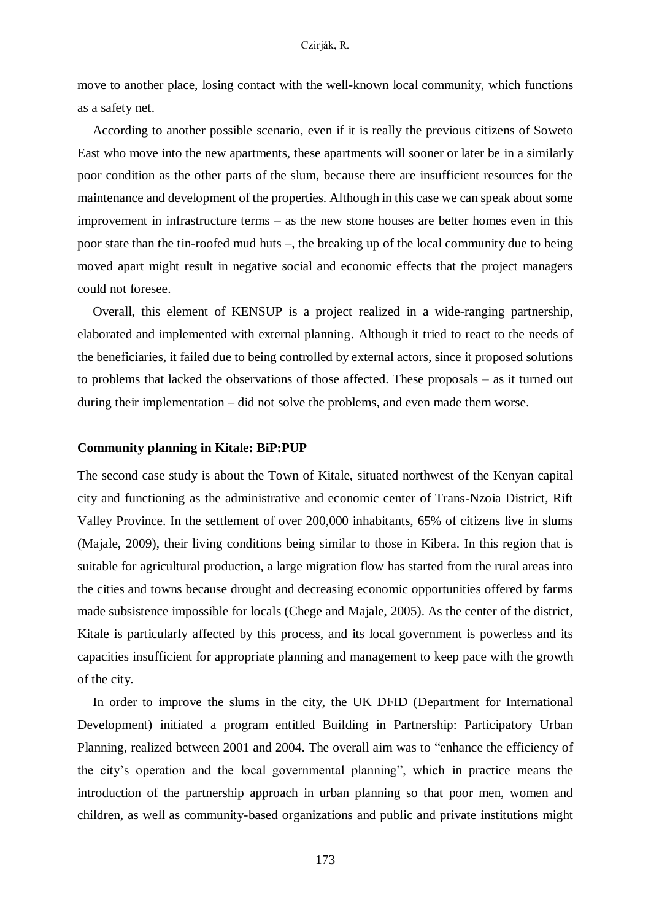move to another place, losing contact with the well-known local community, which functions as a safety net.

According to another possible scenario, even if it is really the previous citizens of Soweto East who move into the new apartments, these apartments will sooner or later be in a similarly poor condition as the other parts of the slum, because there are insufficient resources for the maintenance and development of the properties. Although in this case we can speak about some improvement in infrastructure terms – as the new stone houses are better homes even in this poor state than the tin-roofed mud huts –, the breaking up of the local community due to being moved apart might result in negative social and economic effects that the project managers could not foresee.

Overall, this element of KENSUP is a project realized in a wide-ranging partnership, elaborated and implemented with external planning. Although it tried to react to the needs of the beneficiaries, it failed due to being controlled by external actors, since it proposed solutions to problems that lacked the observations of those affected. These proposals – as it turned out during their implementation – did not solve the problems, and even made them worse.

**Community planning in Kitale: BiP:PUP**

The second case study is about the Town of Kitale, situated northwest of the Kenyan capital city and functioning as the administrative and economic center of Trans-Nzoia District, Rift Valley Province. In the settlement of over 200,000 inhabitants, 65% of citizens live in slums (Majale, 2009), their living conditions being similar to those in Kibera. In this region that is suitable for agricultural production, a large migration flow has started from the rural areas into the cities and towns because drought and decreasing economic opportunities offered by farms made subsistence impossible for locals (Chege and Majale, 2005). As the center of the district, Kitale is particularly affected by this process, and its local government is powerless and its capacities insufficient for appropriate planning and management to keep pace with the growth of the city.

In order to improve the slums in the city, the UK DFID (Department for International Development) initiated a program entitled Building in Partnership: Participatory Urban Planning, realized between 2001 and 2004. The overall aim was to "enhance the efficiency of the city's operation and the local governmental planning", which in practice means the introduction of the partnership approach in urban planning so that poor men, women and children, as well as community-based organizations and public and private institutions might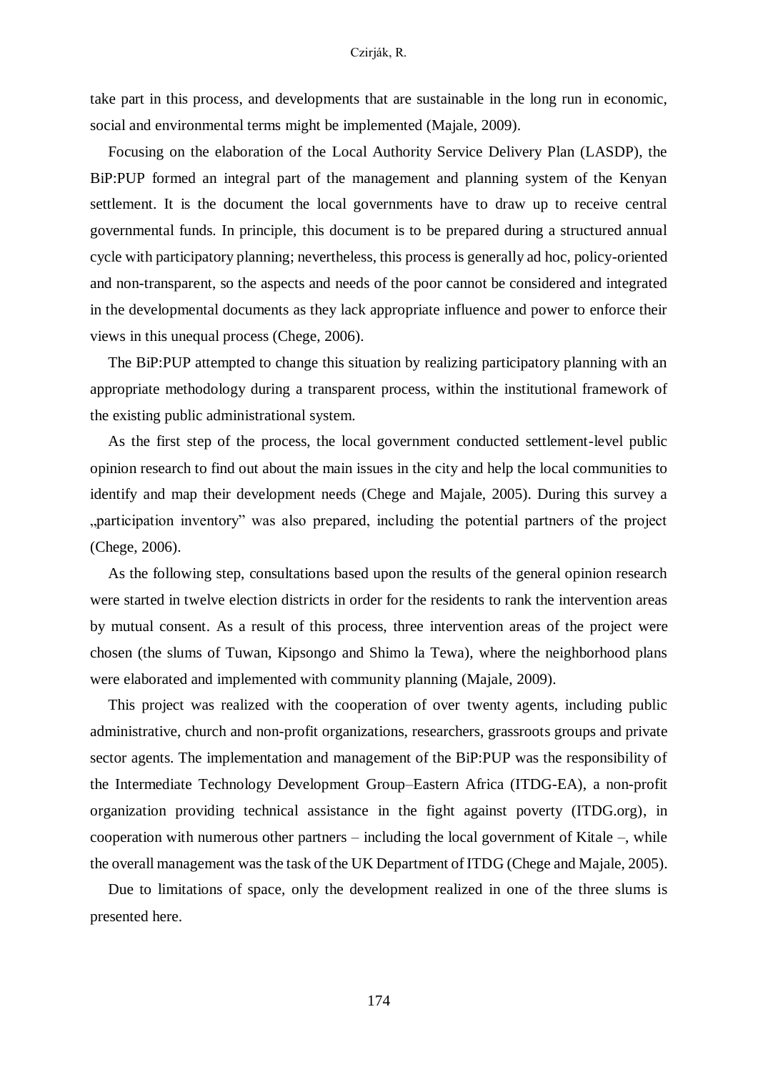take part in this process, and developments that are sustainable in the long run in economic, social and environmental terms might be implemented (Majale, 2009).

Focusing on the elaboration of the Local Authority Service Delivery Plan (LASDP), the BiP:PUP formed an integral part of the management and planning system of the Kenyan settlement. It is the document the local governments have to draw up to receive central governmental funds. In principle, this document is to be prepared during a structured annual cycle with participatory planning; nevertheless, this process is generally ad hoc, policy-oriented and non-transparent, so the aspects and needs of the poor cannot be considered and integrated in the developmental documents as they lack appropriate influence and power to enforce their views in this unequal process (Chege, 2006).

The BiP:PUP attempted to change this situation by realizing participatory planning with an appropriate methodology during a transparent process, within the institutional framework of the existing public administrational system.

As the first step of the process, the local government conducted settlement-level public opinion research to find out about the main issues in the city and help the local communities to identify and map their development needs (Chege and Majale, 2005). During this survey a „participation inventory" was also prepared, including the potential partners of the project (Chege, 2006).

As the following step, consultations based upon the results of the general opinion research were started in twelve election districts in order for the residents to rank the intervention areas by mutual consent. As a result of this process, three intervention areas of the project were chosen (the slums of Tuwan, Kipsongo and Shimo la Tewa), where the neighborhood plans were elaborated and implemented with community planning (Majale, 2009).

This project was realized with the cooperation of over twenty agents, including public administrative, church and non-profit organizations, researchers, grassroots groups and private sector agents. The implementation and management of the BiP:PUP was the responsibility of the Intermediate Technology Development Group–Eastern Africa (ITDG-EA), a non-profit organization providing technical assistance in the fight against poverty (ITDG.org), in cooperation with numerous other partners – including the local government of Kitale –, while the overall management was the task of the UK Department of ITDG (Chege and Majale, 2005).

Due to limitations of space, only the development realized in one of the three slums is presented here.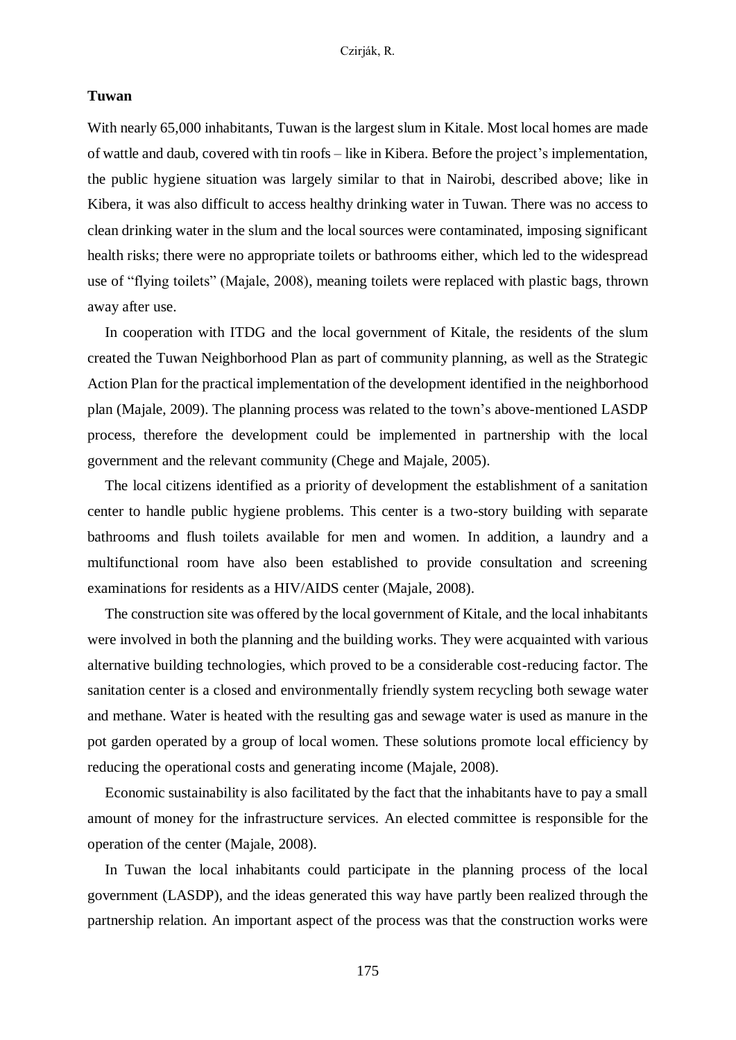**Tuwan**

With nearly 65,000 inhabitants, Tuwan is the largest slum in Kitale. Most local homes are made of wattle and daub, covered with tin roofs – like in Kibera. Before the project's implementation, the public hygiene situation was largely similar to that in Nairobi, described above; like in Kibera, it was also difficult to access healthy drinking water in Tuwan. There was no access to clean drinking water in the slum and the local sources were contaminated, imposing significant health risks; there were no appropriate toilets or bathrooms either, which led to the widespread use of "flying toilets" (Majale, 2008), meaning toilets were replaced with plastic bags, thrown away after use.

In cooperation with ITDG and the local government of Kitale, the residents of the slum created the Tuwan Neighborhood Plan as part of community planning, as well as the Strategic Action Plan for the practical implementation of the development identified in the neighborhood plan (Majale, 2009). The planning process was related to the town's above-mentioned LASDP process, therefore the development could be implemented in partnership with the local government and the relevant community (Chege and Majale, 2005).

The local citizens identified as a priority of development the establishment of a sanitation center to handle public hygiene problems. This center is a two-story building with separate bathrooms and flush toilets available for men and women. In addition, a laundry and a multifunctional room have also been established to provide consultation and screening examinations for residents as a HIV/AIDS center (Majale, 2008).

The construction site was offered by the local government of Kitale, and the local inhabitants were involved in both the planning and the building works. They were acquainted with various alternative building technologies, which proved to be a considerable cost-reducing factor. The sanitation center is a closed and environmentally friendly system recycling both sewage water and methane. Water is heated with the resulting gas and sewage water is used as manure in the pot garden operated by a group of local women. These solutions promote local efficiency by reducing the operational costs and generating income (Majale, 2008).

Economic sustainability is also facilitated by the fact that the inhabitants have to pay a small amount of money for the infrastructure services. An elected committee is responsible for the operation of the center (Majale, 2008).

In Tuwan the local inhabitants could participate in the planning process of the local government (LASDP), and the ideas generated this way have partly been realized through the partnership relation. An important aspect of the process was that the construction works were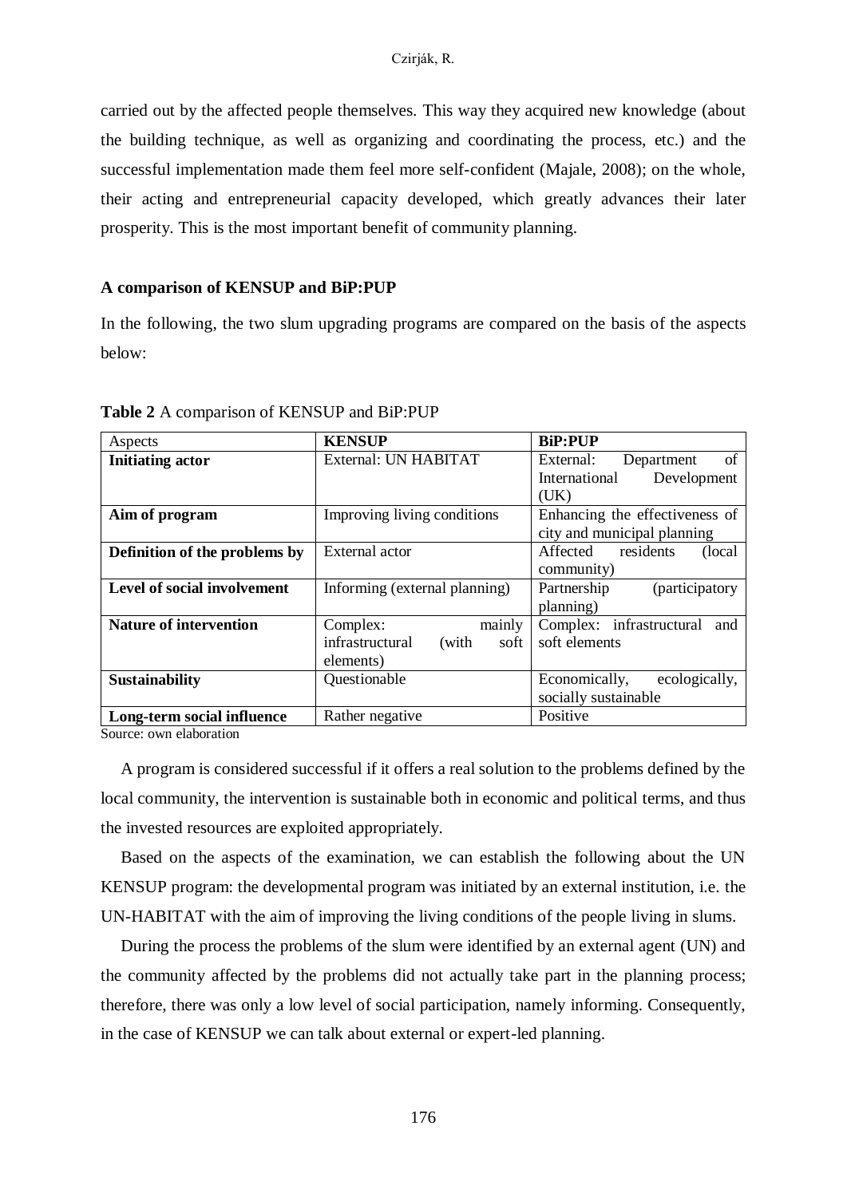carried out by the affected people themselves. This way they acquired new knowledge (about the building technique, as well as organizing and coordinating the process, etc.) and the successful implementation made them feel more self-confident (Majale, 2008); on the whole, their acting and entrepreneurial capacity developed, which greatly advances their later prosperity. This is the most important benefit of community planning.

**A comparison of KENSUP and BiP:PUP**

In the following, the two slum upgrading programs are compared on the basis of the aspects below:

**Table 2** A comparison of KENSUP and BiP:PUP

| Aspects | **KENSUP** | **BiP:PUP** |
| --- | --- | --- |
| **Initiating actor** | External: UN HABITAT | External: Department of International Development (UK) |
| **Aim of program** | Improving living conditions | Enhancing the effectiveness of city and municipal planning |
| **Definition of the problems by** | External actor | Affected residents (local community) |
| **Level of social involvement** | Informing (external planning) | Partnership (participatory planning) |
| **Nature of intervention** | Complex: mainly infrastructural (with soft elements) | Complex: infrastructural and soft elements |
| **Sustainability** | Questionable | Economically, ecologically, socially sustainable |
| **Long-term social influence** | Rather negative | Positive |

Source: own elaboration

A program is considered successful if it offers a real solution to the problems defined by the local community, the intervention is sustainable both in economic and political terms, and thus the invested resources are exploited appropriately.

Based on the aspects of the examination, we can establish the following about the UN KENSUP program: the developmental program was initiated by an external institution, i.e. the UN-HABITAT with the aim of improving the living conditions of the people living in slums.

During the process the problems of the slum were identified by an external agent (UN) and the community affected by the problems did not actually take part in the planning process; therefore, there was only a low level of social participation, namely informing. Consequently, in the case of KENSUP we can talk about external or expert-led planning.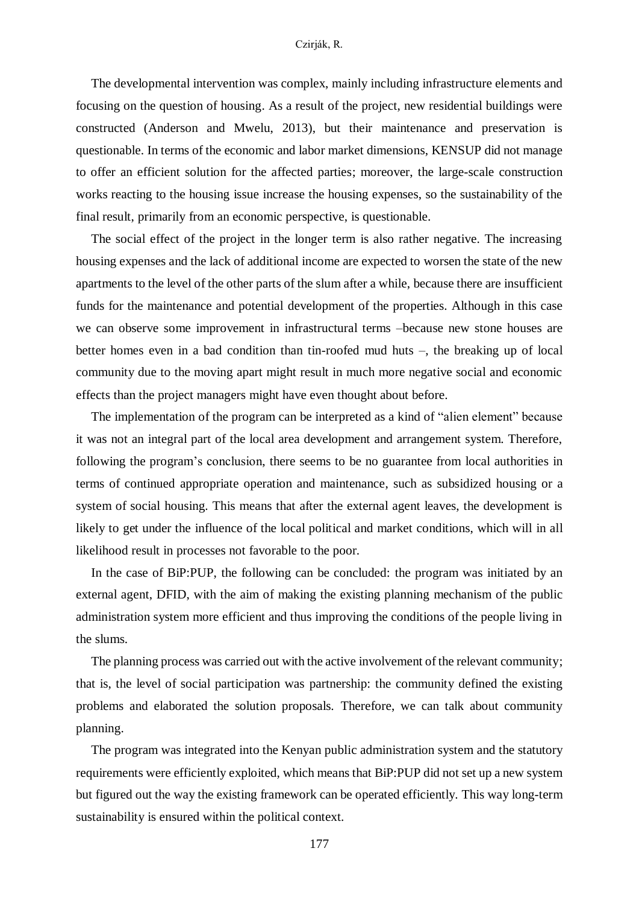The developmental intervention was complex, mainly including infrastructure elements and focusing on the question of housing. As a result of the project, new residential buildings were constructed (Anderson and Mwelu, 2013), but their maintenance and preservation is questionable. In terms of the economic and labor market dimensions, KENSUP did not manage to offer an efficient solution for the affected parties; moreover, the large-scale construction works reacting to the housing issue increase the housing expenses, so the sustainability of the final result, primarily from an economic perspective, is questionable.

The social effect of the project in the longer term is also rather negative. The increasing housing expenses and the lack of additional income are expected to worsen the state of the new apartments to the level of the other parts of the slum after a while, because there are insufficient funds for the maintenance and potential development of the properties. Although in this case we can observe some improvement in infrastructural terms –because new stone houses are better homes even in a bad condition than tin-roofed mud huts –, the breaking up of local community due to the moving apart might result in much more negative social and economic effects than the project managers might have even thought about before.

The implementation of the program can be interpreted as a kind of "alien element" because it was not an integral part of the local area development and arrangement system. Therefore, following the program's conclusion, there seems to be no guarantee from local authorities in terms of continued appropriate operation and maintenance, such as subsidized housing or a system of social housing. This means that after the external agent leaves, the development is likely to get under the influence of the local political and market conditions, which will in all likelihood result in processes not favorable to the poor.

In the case of BiP:PUP, the following can be concluded: the program was initiated by an external agent, DFID, with the aim of making the existing planning mechanism of the public administration system more efficient and thus improving the conditions of the people living in the slums.

The planning process was carried out with the active involvement of the relevant community; that is, the level of social participation was partnership: the community defined the existing problems and elaborated the solution proposals. Therefore, we can talk about community planning.

The program was integrated into the Kenyan public administration system and the statutory requirements were efficiently exploited, which means that BiP:PUP did not set up a new system but figured out the way the existing framework can be operated efficiently. This way long-term sustainability is ensured within the political context.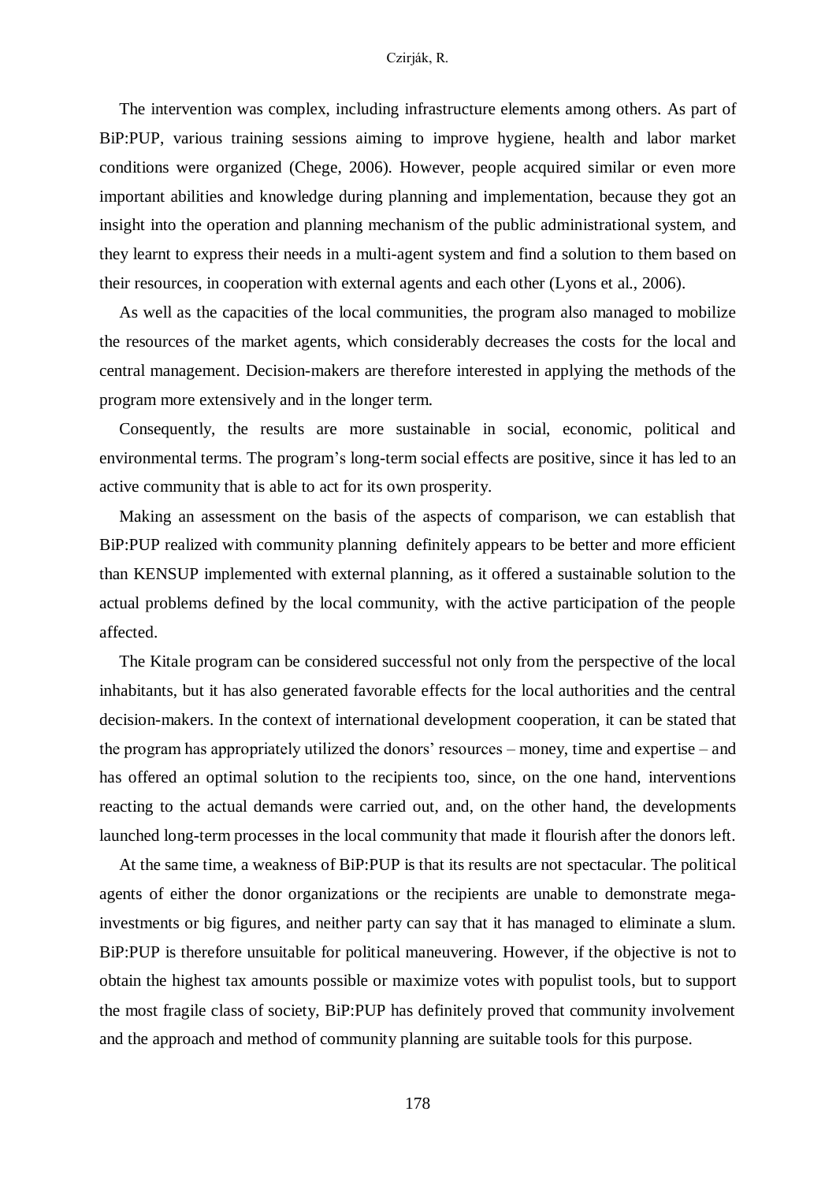The intervention was complex, including infrastructure elements among others. As part of BiP:PUP, various training sessions aiming to improve hygiene, health and labor market conditions were organized (Chege, 2006). However, people acquired similar or even more important abilities and knowledge during planning and implementation, because they got an insight into the operation and planning mechanism of the public administrational system, and they learnt to express their needs in a multi-agent system and find a solution to them based on their resources, in cooperation with external agents and each other (Lyons et al., 2006).

As well as the capacities of the local communities, the program also managed to mobilize the resources of the market agents, which considerably decreases the costs for the local and central management. Decision-makers are therefore interested in applying the methods of the program more extensively and in the longer term.

Consequently, the results are more sustainable in social, economic, political and environmental terms. The program's long-term social effects are positive, since it has led to an active community that is able to act for its own prosperity.

Making an assessment on the basis of the aspects of comparison, we can establish that BiP:PUP realized with community planning definitely appears to be better and more efficient than KENSUP implemented with external planning, as it offered a sustainable solution to the actual problems defined by the local community, with the active participation of the people affected.

The Kitale program can be considered successful not only from the perspective of the local inhabitants, but it has also generated favorable effects for the local authorities and the central decision-makers. In the context of international development cooperation, it can be stated that the program has appropriately utilized the donors' resources – money, time and expertise – and has offered an optimal solution to the recipients too, since, on the one hand, interventions reacting to the actual demands were carried out, and, on the other hand, the developments launched long-term processes in the local community that made it flourish after the donors left.

At the same time, a weakness of BiP:PUP is that its results are not spectacular. The political agents of either the donor organizations or the recipients are unable to demonstrate mega-investments or big figures, and neither party can say that it has managed to eliminate a slum. BiP:PUP is therefore unsuitable for political maneuvering. However, if the objective is not to obtain the highest tax amounts possible or maximize votes with populist tools, but to support the most fragile class of society, BiP:PUP has definitely proved that community involvement and the approach and method of community planning are suitable tools for this purpose.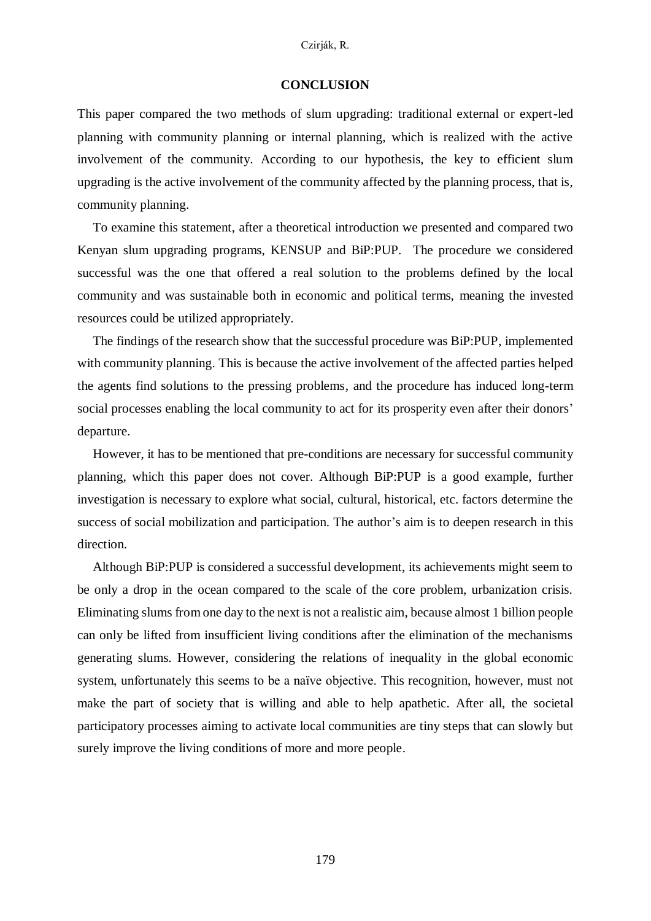## CONCLUSION

This paper compared the two methods of slum upgrading: traditional external or expert-led planning with community planning or internal planning, which is realized with the active involvement of the community. According to our hypothesis, the key to efficient slum upgrading is the active involvement of the community affected by the planning process, that is, community planning.

To examine this statement, after a theoretical introduction we presented and compared two Kenyan slum upgrading programs, KENSUP and BiP:PUP. The procedure we considered successful was the one that offered a real solution to the problems defined by the local community and was sustainable both in economic and political terms, meaning the invested resources could be utilized appropriately.

The findings of the research show that the successful procedure was BiP:PUP, implemented with community planning. This is because the active involvement of the affected parties helped the agents find solutions to the pressing problems, and the procedure has induced long-term social processes enabling the local community to act for its prosperity even after their donors' departure.

However, it has to be mentioned that pre-conditions are necessary for successful community planning, which this paper does not cover. Although BiP:PUP is a good example, further investigation is necessary to explore what social, cultural, historical, etc. factors determine the success of social mobilization and participation. The author's aim is to deepen research in this direction.

Although BiP:PUP is considered a successful development, its achievements might seem to be only a drop in the ocean compared to the scale of the core problem, urbanization crisis. Eliminating slums from one day to the next is not a realistic aim, because almost 1 billion people can only be lifted from insufficient living conditions after the elimination of the mechanisms generating slums. However, considering the relations of inequality in the global economic system, unfortunately this seems to be a naïve objective. This recognition, however, must not make the part of society that is willing and able to help apathetic. After all, the societal participatory processes aiming to activate local communities are tiny steps that can slowly but surely improve the living conditions of more and more people.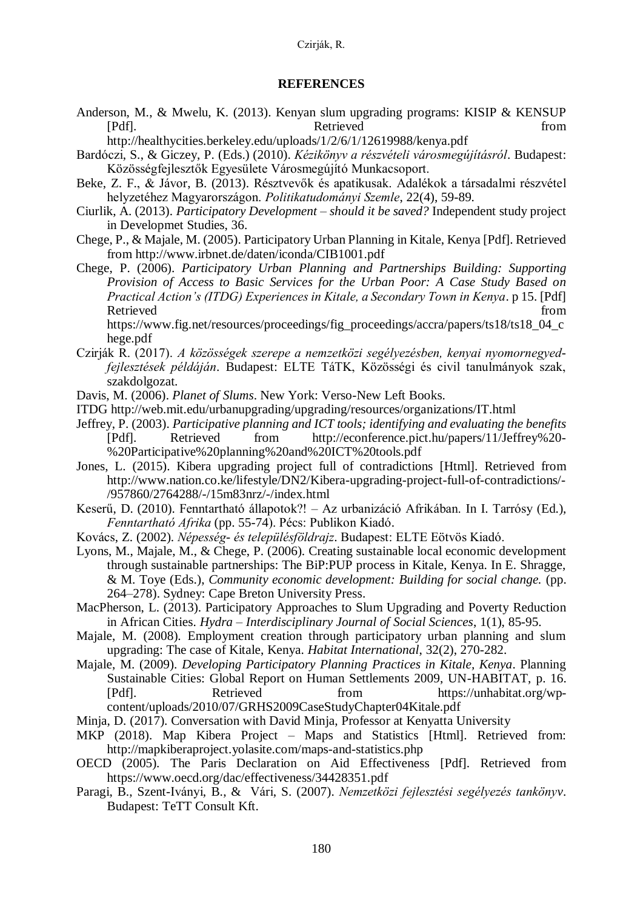## REFERENCES

Anderson, M., & Mwelu, K. (2013). Kenyan slum upgrading programs: KISIP & KENSUP [Pdf]. Retrieved from http://healthycities.berkeley.edu/uploads/1/2/6/1/12619988/kenya.pdf

Bardóczi, S., & Giczey, P. (Eds.) (2010). *Kézikönyv a részvételi városmegújításról*. Budapest: Közösségfejlesztők Egyesülete Városmegújító Munkacsoport.

Beke, Z. F., & Jávor, B. (2013). Résztvevők és apatikusak. Adalékok a társadalmi részvétel helyzetéhez Magyarországon. *Politikatudományi Szemle*, 22(4), 59-89.

Ciurlik, A. (2013). *Participatory Development – should it be saved?* Independent study project in Developmet Studies, 36.

Chege, P., & Majale, M. (2005). Participatory Urban Planning in Kitale, Kenya [Pdf]. Retrieved from http://www.irbnet.de/daten/iconda/CIB1001.pdf

Chege, P. (2006). *Participatory Urban Planning and Partnerships Building: Supporting Provision of Access to Basic Services for the Urban Poor: A Case Study Based on Practical Action's (ITDG) Experiences in Kitale, a Secondary Town in Kenya*. p 15. [Pdf] Retrieved from https://www.fig.net/resources/proceedings/fig_proceedings/accra/papers/ts18/ts18_04_chege.pdf

Czirják R. (2017). *A közösségek szerepe a nemzetközi segélyezésben, kenyai nyomornegyed-fejlesztések példáján*. Budapest: ELTE TáTK, Közösségi és civil tanulmányok szak, szakdolgozat.

Davis, M. (2006). *Planet of Slums*. New York: Verso-New Left Books.

ITDG http://web.mit.edu/urbanupgrading/upgrading/resources/organizations/IT.html

Jeffrey, P. (2003). *Participative planning and ICT tools; identifying and evaluating the benefits* [Pdf]. Retrieved from http://econference.pict.hu/papers/11/Jeffrey%20-%20Participative%20planning%20and%20ICT%20tools.pdf

Jones, L. (2015). Kibera upgrading project full of contradictions [Html]. Retrieved from http://www.nation.co.ke/lifestyle/DN2/Kibera-upgrading-project-full-of-contradictions/-/957860/2764288/-/15m83nrz/-/index.html

Keserű, D. (2010). Fenntartható állapotok?! – Az urbanizáció Afrikában. In I. Tarrósy (Ed.), *Fenntartható Afrika* (pp. 55-74). Pécs: Publikon Kiadó.

Kovács, Z. (2002). *Népesség- és településföldrajz*. Budapest: ELTE Eötvös Kiadó.

Lyons, M., Majale, M., & Chege, P. (2006). Creating sustainable local economic development through sustainable partnerships: The BiP:PUP process in Kitale, Kenya. In E. Shragge, & M. Toye (Eds.), *Community economic development: Building for social change.* (pp. 264–278). Sydney: Cape Breton University Press.

MacPherson, L. (2013). Participatory Approaches to Slum Upgrading and Poverty Reduction in African Cities. *Hydra – Interdisciplinary Journal of Social Sciences*, 1(1), 85-95.

Majale, M. (2008). Employment creation through participatory urban planning and slum upgrading: The case of Kitale, Kenya. *Habitat International*, 32(2), 270-282.

Majale, M. (2009). *Developing Participatory Planning Practices in Kitale, Kenya*. Planning Sustainable Cities: Global Report on Human Settlements 2009, UN-HABITAT, p. 16. [Pdf]. Retrieved from https://unhabitat.org/wp-content/uploads/2010/07/GRHS2009CaseStudyChapter04Kitale.pdf

Minja, D. (2017). Conversation with David Minja, Professor at Kenyatta University

MKP (2018). Map Kibera Project – Maps and Statistics [Html]. Retrieved from: http://mapkiberaproject.yolasite.com/maps-and-statistics.php

OECD (2005). The Paris Declaration on Aid Effectiveness [Pdf]. Retrieved from https://www.oecd.org/dac/effectiveness/34428351.pdf

Paragi, B., Szent-Iványi, B., & Vári, S. (2007). *Nemzetközi fejlesztési segélyezés tankönyv*. Budapest: TeTT Consult Kft.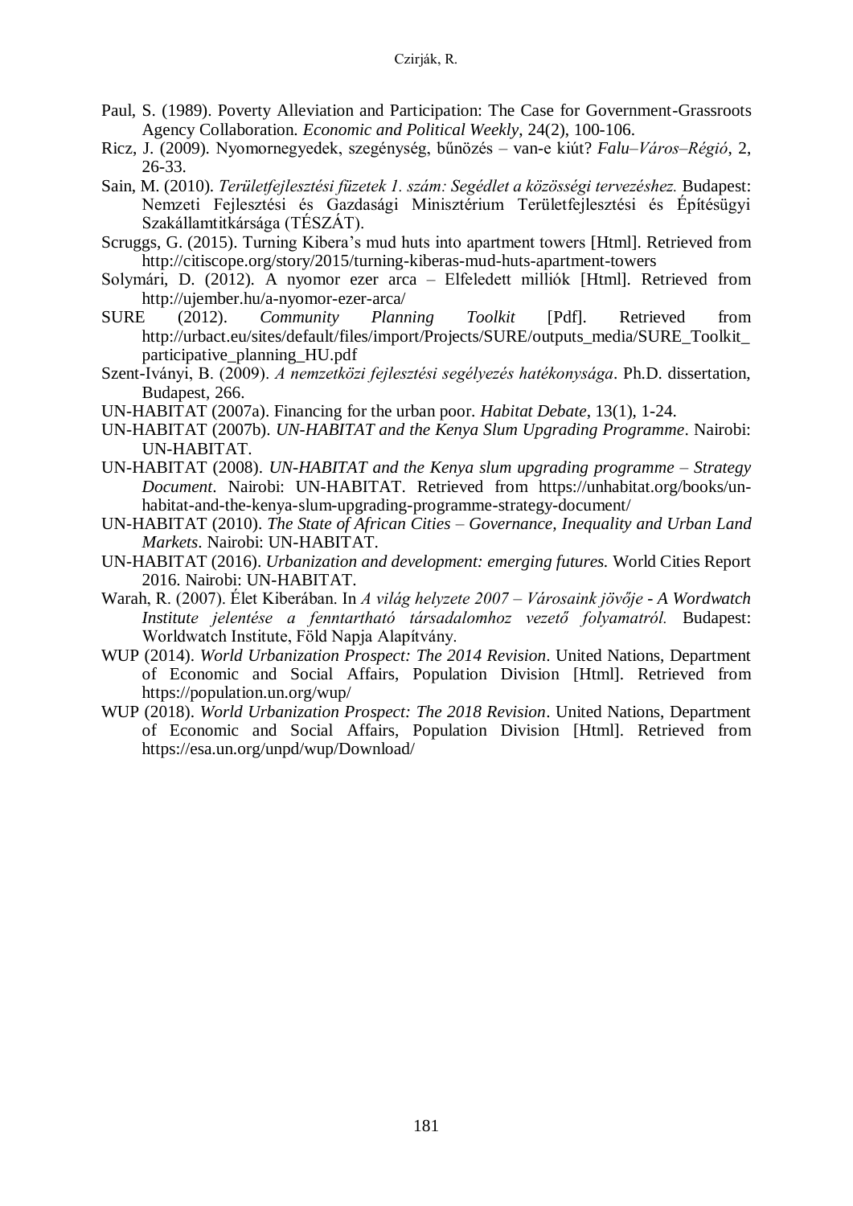Paul, S. (1989). Poverty Alleviation and Participation: The Case for Government-Grassroots Agency Collaboration. *Economic and Political Weekly*, 24(2), 100-106.

Ricz, J. (2009). Nyomornegyedek, szegénység, bűnözés – van-e kiút? *Falu–Város–Régió*, 2, 26-33.

Sain, M. (2010). *Területfejlesztési füzetek 1. szám: Segédlet a közösségi tervezéshez.* Budapest: Nemzeti Fejlesztési és Gazdasági Minisztérium Területfejlesztési és Építésügyi Szakállamtitkársága (TÉSZÁT).

Scruggs, G. (2015). Turning Kibera's mud huts into apartment towers [Html]. Retrieved from http://citiscope.org/story/2015/turning-kiberas-mud-huts-apartment-towers

Solymári, D. (2012). A nyomor ezer arca – Elfeledett milliók [Html]. Retrieved from http://ujember.hu/a-nyomor-ezer-arca/

SURE (2012). *Community Planning Toolkit* [Pdf]. Retrieved from http://urbact.eu/sites/default/files/import/Projects/SURE/outputs_media/SURE_Toolkit_participative_planning_HU.pdf

Szent-Iványi, B. (2009). *A nemzetközi fejlesztési segélyezés hatékonysága*. Ph.D. dissertation, Budapest, 266.

UN-HABITAT (2007a). Financing for the urban poor. *Habitat Debate*, 13(1), 1-24.

UN-HABITAT (2007b). *UN-HABITAT and the Kenya Slum Upgrading Programme*. Nairobi: UN-HABITAT.

UN-HABITAT (2008). *UN-HABITAT and the Kenya slum upgrading programme – Strategy Document*. Nairobi: UN-HABITAT. Retrieved from https://unhabitat.org/books/un-habitat-and-the-kenya-slum-upgrading-programme-strategy-document/

UN-HABITAT (2010). *The State of African Cities – Governance, Inequality and Urban Land Markets*. Nairobi: UN-HABITAT.

UN-HABITAT (2016). *Urbanization and development: emerging futures.* World Cities Report 2016. Nairobi: UN-HABITAT.

Warah, R. (2007). Élet Kiberában. In *A világ helyzete 2007 – Városaink jövője - A Wordwatch Institute jelentése a fenntartható társadalomhoz vezető folyamatról.* Budapest: Worldwatch Institute, Föld Napja Alapítvány.

WUP (2014). *World Urbanization Prospect: The 2014 Revision*. United Nations, Department of Economic and Social Affairs, Population Division [Html]. Retrieved from https://population.un.org/wup/

WUP (2018). *World Urbanization Prospect: The 2018 Revision*. United Nations, Department of Economic and Social Affairs, Population Division [Html]. Retrieved from https://esa.un.org/unpd/wup/Download/